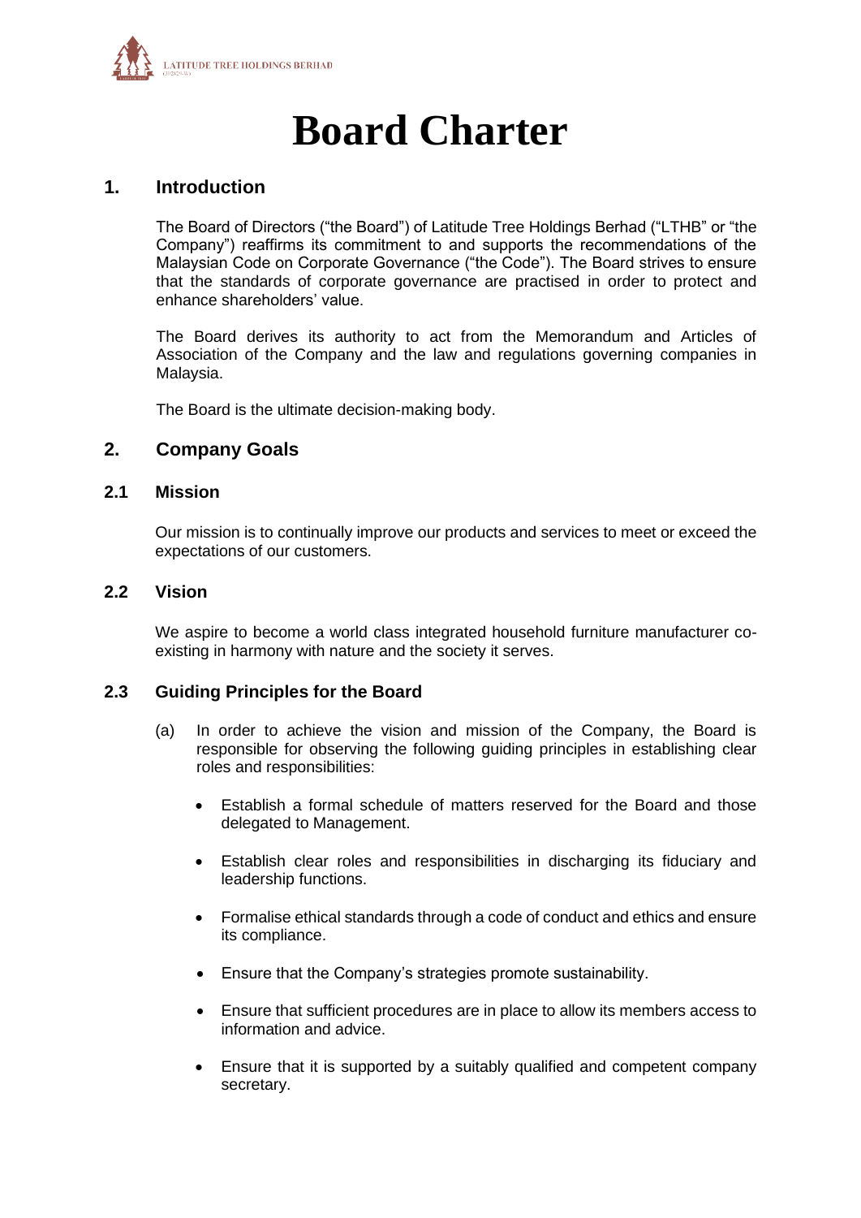# Board Charter

## 1. Introduction

The Board of Directors ("the Board") of Latitude Tree Holdings Berhad ("LTHB" or "the Company") reaffirms its commitment to and supports the recommendations of the Malaysian Code on Corporate Governance ("the Code"). The Board strives to ensure that the standards of corporate governance are practised in order to protect and enhance shareholders' value.

The Board derives its authority to act from the Memorandum and Articles of Association of the Company and the law and regulations governing companies in Malaysia.

The Board is the ultimate decision-making body.

## 2. Company Goals

### 2.1 Mission

Our mission is to continually improve our products and services to meet or exceed the expectations of our customers.

### 2.2 Vision

We aspire to become a world class integrated household furniture manufacturer co-existing in harmony with nature and the society it serves.

### 2.3 Guiding Principles for the Board

(a) In order to achieve the vision and mission of the Company, the Board is responsible for observing the following guiding principles in establishing clear roles and responsibilities:

- Establish a formal schedule of matters reserved for the Board and those delegated to Management.
- Establish clear roles and responsibilities in discharging its fiduciary and leadership functions.
- Formalise ethical standards through a code of conduct and ethics and ensure its compliance.
- Ensure that the Company's strategies promote sustainability.
- Ensure that sufficient procedures are in place to allow its members access to information and advice.
- Ensure that it is supported by a suitably qualified and competent company secretary.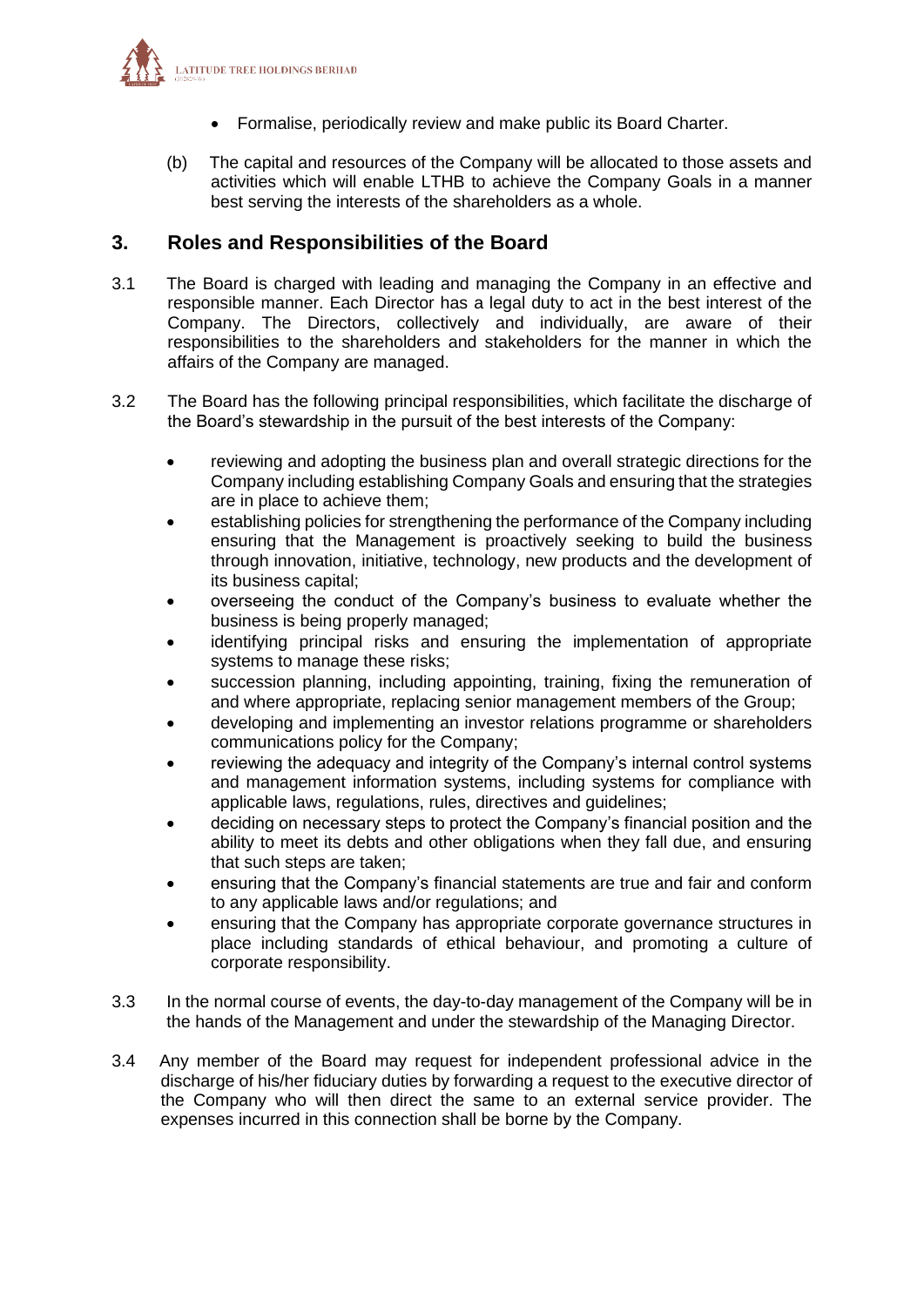- Formalise, periodically review and make public its Board Charter.

(b) The capital and resources of the Company will be allocated to those assets and activities which will enable LTHB to achieve the Company Goals in a manner best serving the interests of the shareholders as a whole.

## 3. Roles and Responsibilities of the Board

3.1 The Board is charged with leading and managing the Company in an effective and responsible manner. Each Director has a legal duty to act in the best interest of the Company. The Directors, collectively and individually, are aware of their responsibilities to the shareholders and stakeholders for the manner in which the affairs of the Company are managed.

3.2 The Board has the following principal responsibilities, which facilitate the discharge of the Board's stewardship in the pursuit of the best interests of the Company:

- reviewing and adopting the business plan and overall strategic directions for the Company including establishing Company Goals and ensuring that the strategies are in place to achieve them;
- establishing policies for strengthening the performance of the Company including ensuring that the Management is proactively seeking to build the business through innovation, initiative, technology, new products and the development of its business capital;
- overseeing the conduct of the Company's business to evaluate whether the business is being properly managed;
- identifying principal risks and ensuring the implementation of appropriate systems to manage these risks;
- succession planning, including appointing, training, fixing the remuneration of and where appropriate, replacing senior management members of the Group;
- developing and implementing an investor relations programme or shareholders communications policy for the Company;
- reviewing the adequacy and integrity of the Company's internal control systems and management information systems, including systems for compliance with applicable laws, regulations, rules, directives and guidelines;
- deciding on necessary steps to protect the Company's financial position and the ability to meet its debts and other obligations when they fall due, and ensuring that such steps are taken;
- ensuring that the Company's financial statements are true and fair and conform to any applicable laws and/or regulations; and
- ensuring that the Company has appropriate corporate governance structures in place including standards of ethical behaviour, and promoting a culture of corporate responsibility.

3.3 In the normal course of events, the day-to-day management of the Company will be in the hands of the Management and under the stewardship of the Managing Director.

3.4 Any member of the Board may request for independent professional advice in the discharge of his/her fiduciary duties by forwarding a request to the executive director of the Company who will then direct the same to an external service provider. The expenses incurred in this connection shall be borne by the Company.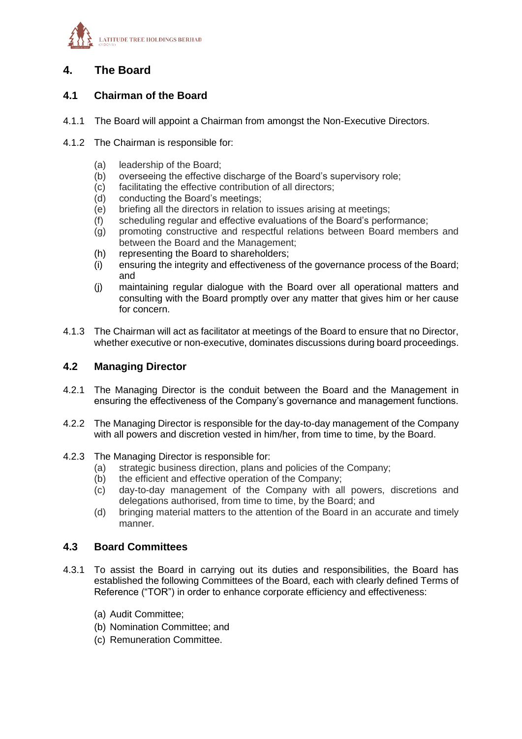## 4. The Board

### 4.1 Chairman of the Board

4.1.1 The Board will appoint a Chairman from amongst the Non-Executive Directors.

4.1.2 The Chairman is responsible for:

(a) leadership of the Board;
(b) overseeing the effective discharge of the Board's supervisory role;
(c) facilitating the effective contribution of all directors;
(d) conducting the Board's meetings;
(e) briefing all the directors in relation to issues arising at meetings;
(f) scheduling regular and effective evaluations of the Board's performance;
(g) promoting constructive and respectful relations between Board members and between the Board and the Management;
(h) representing the Board to shareholders;
(i) ensuring the integrity and effectiveness of the governance process of the Board; and
(j) maintaining regular dialogue with the Board over all operational matters and consulting with the Board promptly over any matter that gives him or her cause for concern.

4.1.3 The Chairman will act as facilitator at meetings of the Board to ensure that no Director, whether executive or non-executive, dominates discussions during board proceedings.

### 4.2 Managing Director

4.2.1 The Managing Director is the conduit between the Board and the Management in ensuring the effectiveness of the Company's governance and management functions.

4.2.2 The Managing Director is responsible for the day-to-day management of the Company with all powers and discretion vested in him/her, from time to time, by the Board.

4.2.3 The Managing Director is responsible for:

(a) strategic business direction, plans and policies of the Company;
(b) the efficient and effective operation of the Company;
(c) day-to-day management of the Company with all powers, discretions and delegations authorised, from time to time, by the Board; and
(d) bringing material matters to the attention of the Board in an accurate and timely manner.

### 4.3 Board Committees

4.3.1 To assist the Board in carrying out its duties and responsibilities, the Board has established the following Committees of the Board, each with clearly defined Terms of Reference ("TOR") in order to enhance corporate efficiency and effectiveness:

(a) Audit Committee;
(b) Nomination Committee; and
(c) Remuneration Committee.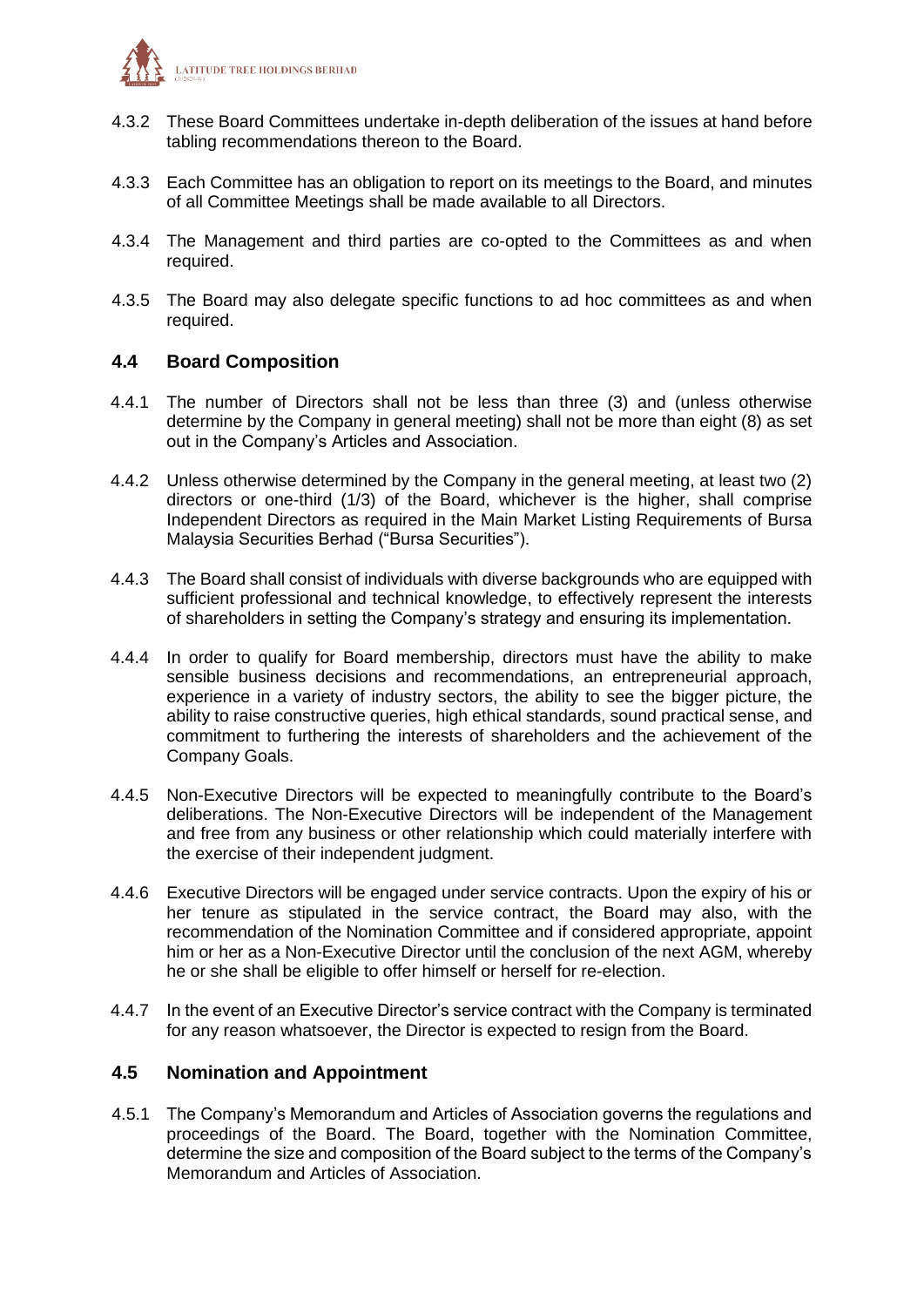4.3.2 These Board Committees undertake in-depth deliberation of the issues at hand before tabling recommendations thereon to the Board.

4.3.3 Each Committee has an obligation to report on its meetings to the Board, and minutes of all Committee Meetings shall be made available to all Directors.

4.3.4 The Management and third parties are co-opted to the Committees as and when required.

4.3.5 The Board may also delegate specific functions to ad hoc committees as and when required.

## 4.4 Board Composition

4.4.1 The number of Directors shall not be less than three (3) and (unless otherwise determine by the Company in general meeting) shall not be more than eight (8) as set out in the Company's Articles and Association.

4.4.2 Unless otherwise determined by the Company in the general meeting, at least two (2) directors or one-third (1/3) of the Board, whichever is the higher, shall comprise Independent Directors as required in the Main Market Listing Requirements of Bursa Malaysia Securities Berhad ("Bursa Securities").

4.4.3 The Board shall consist of individuals with diverse backgrounds who are equipped with sufficient professional and technical knowledge, to effectively represent the interests of shareholders in setting the Company's strategy and ensuring its implementation.

4.4.4 In order to qualify for Board membership, directors must have the ability to make sensible business decisions and recommendations, an entrepreneurial approach, experience in a variety of industry sectors, the ability to see the bigger picture, the ability to raise constructive queries, high ethical standards, sound practical sense, and commitment to furthering the interests of shareholders and the achievement of the Company Goals.

4.4.5 Non-Executive Directors will be expected to meaningfully contribute to the Board's deliberations. The Non-Executive Directors will be independent of the Management and free from any business or other relationship which could materially interfere with the exercise of their independent judgment.

4.4.6 Executive Directors will be engaged under service contracts. Upon the expiry of his or her tenure as stipulated in the service contract, the Board may also, with the recommendation of the Nomination Committee and if considered appropriate, appoint him or her as a Non-Executive Director until the conclusion of the next AGM, whereby he or she shall be eligible to offer himself or herself for re-election.

4.4.7 In the event of an Executive Director's service contract with the Company is terminated for any reason whatsoever, the Director is expected to resign from the Board.

## 4.5 Nomination and Appointment

4.5.1 The Company's Memorandum and Articles of Association governs the regulations and proceedings of the Board. The Board, together with the Nomination Committee, determine the size and composition of the Board subject to the terms of the Company's Memorandum and Articles of Association.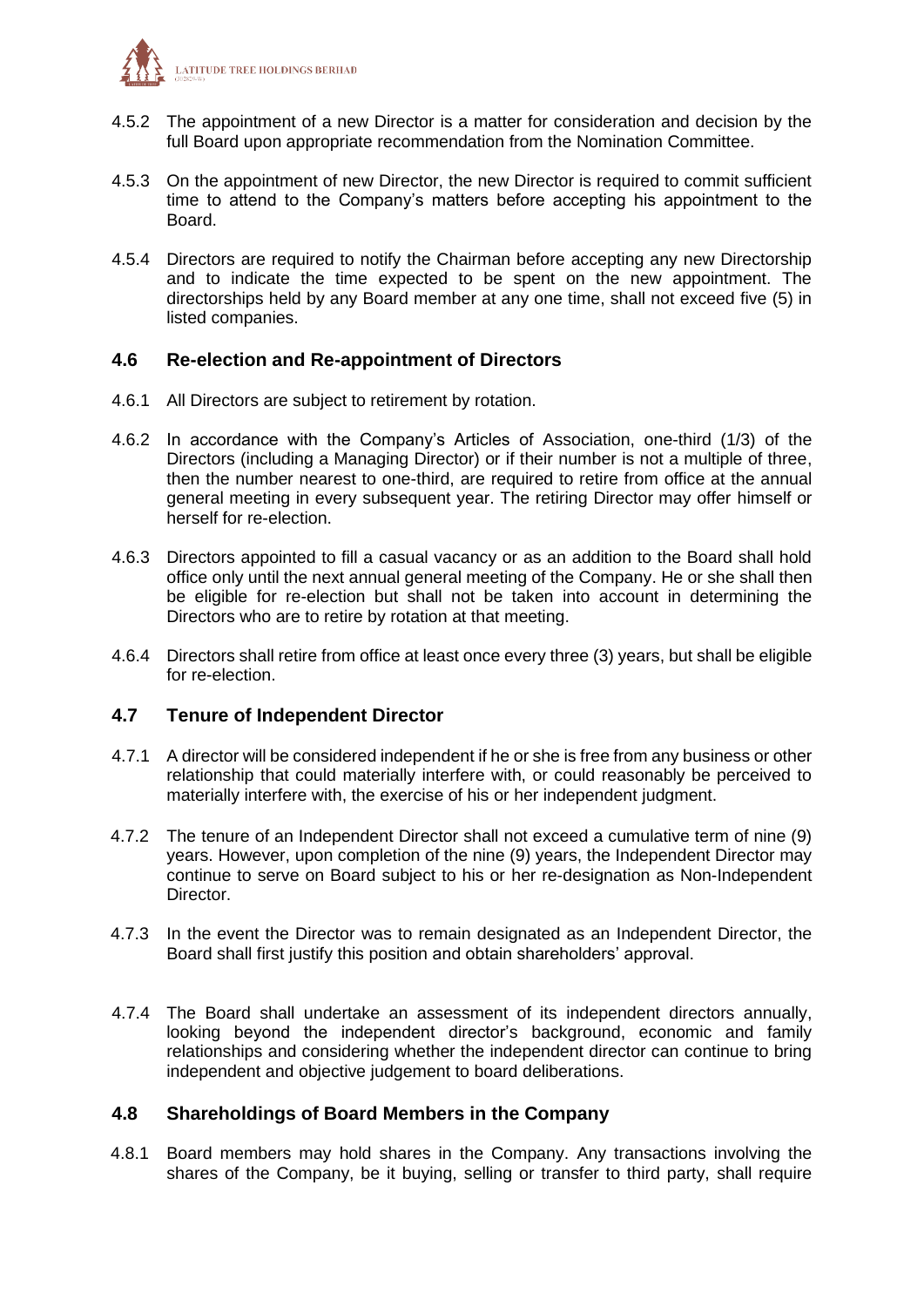4.5.2 The appointment of a new Director is a matter for consideration and decision by the full Board upon appropriate recommendation from the Nomination Committee.

4.5.3 On the appointment of new Director, the new Director is required to commit sufficient time to attend to the Company's matters before accepting his appointment to the Board.

4.5.4 Directors are required to notify the Chairman before accepting any new Directorship and to indicate the time expected to be spent on the new appointment. The directorships held by any Board member at any one time, shall not exceed five (5) in listed companies.

### 4.6 Re-election and Re-appointment of Directors

4.6.1 All Directors are subject to retirement by rotation.

4.6.2 In accordance with the Company's Articles of Association, one-third (1/3) of the Directors (including a Managing Director) or if their number is not a multiple of three, then the number nearest to one-third, are required to retire from office at the annual general meeting in every subsequent year. The retiring Director may offer himself or herself for re-election.

4.6.3 Directors appointed to fill a casual vacancy or as an addition to the Board shall hold office only until the next annual general meeting of the Company. He or she shall then be eligible for re-election but shall not be taken into account in determining the Directors who are to retire by rotation at that meeting.

4.6.4 Directors shall retire from office at least once every three (3) years, but shall be eligible for re-election.

### 4.7 Tenure of Independent Director

4.7.1 A director will be considered independent if he or she is free from any business or other relationship that could materially interfere with, or could reasonably be perceived to materially interfere with, the exercise of his or her independent judgment.

4.7.2 The tenure of an Independent Director shall not exceed a cumulative term of nine (9) years. However, upon completion of the nine (9) years, the Independent Director may continue to serve on Board subject to his or her re-designation as Non-Independent Director.

4.7.3 In the event the Director was to remain designated as an Independent Director, the Board shall first justify this position and obtain shareholders' approval.

4.7.4 The Board shall undertake an assessment of its independent directors annually, looking beyond the independent director's background, economic and family relationships and considering whether the independent director can continue to bring independent and objective judgement to board deliberations.

### 4.8 Shareholdings of Board Members in the Company

4.8.1 Board members may hold shares in the Company. Any transactions involving the shares of the Company, be it buying, selling or transfer to third party, shall require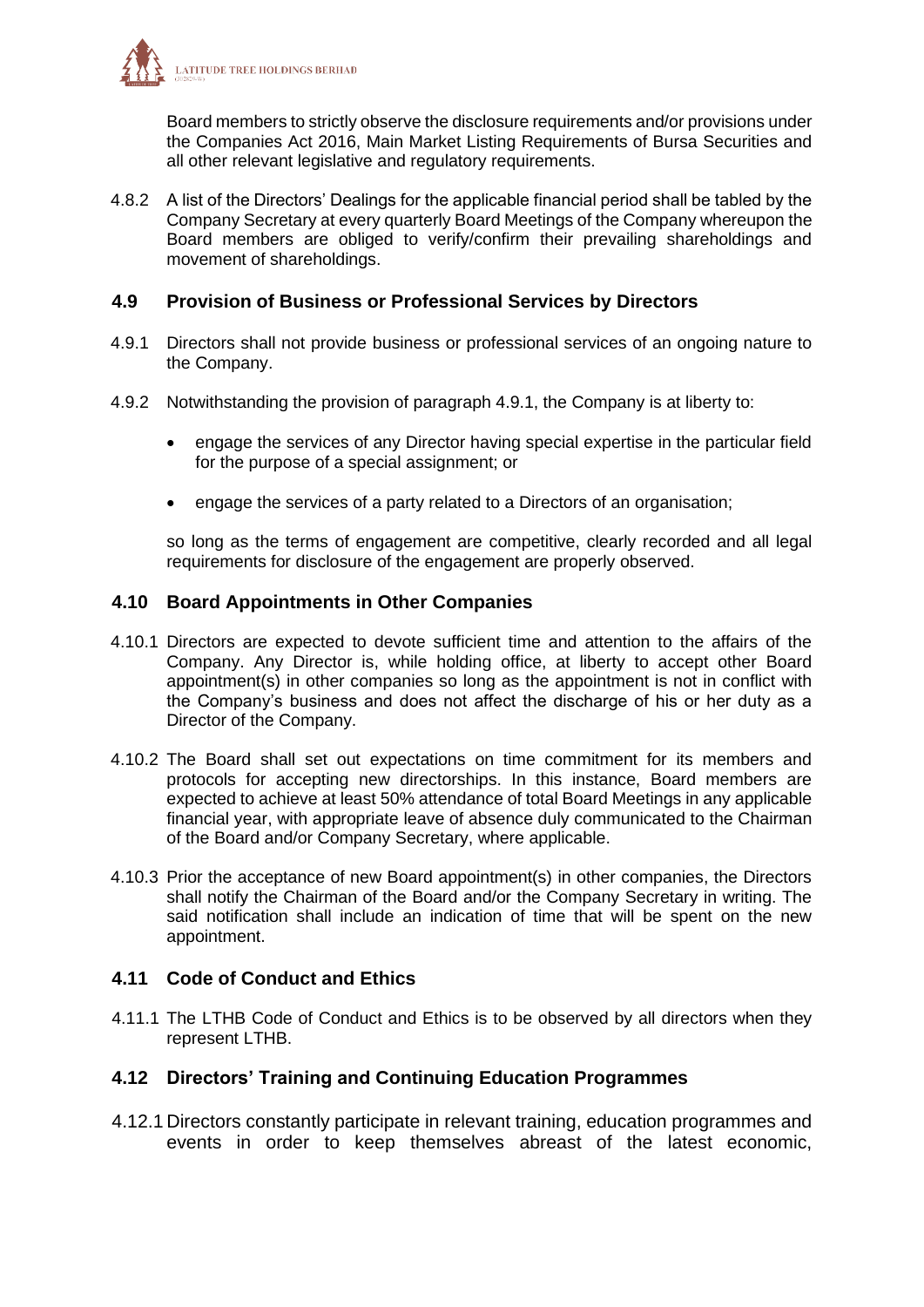Board members to strictly observe the disclosure requirements and/or provisions under the Companies Act 2016, Main Market Listing Requirements of Bursa Securities and all other relevant legislative and regulatory requirements.

4.8.2 A list of the Directors' Dealings for the applicable financial period shall be tabled by the Company Secretary at every quarterly Board Meetings of the Company whereupon the Board members are obliged to verify/confirm their prevailing shareholdings and movement of shareholdings.

### 4.9 Provision of Business or Professional Services by Directors

4.9.1 Directors shall not provide business or professional services of an ongoing nature to the Company.

4.9.2 Notwithstanding the provision of paragraph 4.9.1, the Company is at liberty to:

- engage the services of any Director having special expertise in the particular field for the purpose of a special assignment; or
- engage the services of a party related to a Directors of an organisation;

so long as the terms of engagement are competitive, clearly recorded and all legal requirements for disclosure of the engagement are properly observed.

### 4.10 Board Appointments in Other Companies

4.10.1 Directors are expected to devote sufficient time and attention to the affairs of the Company. Any Director is, while holding office, at liberty to accept other Board appointment(s) in other companies so long as the appointment is not in conflict with the Company's business and does not affect the discharge of his or her duty as a Director of the Company.

4.10.2 The Board shall set out expectations on time commitment for its members and protocols for accepting new directorships. In this instance, Board members are expected to achieve at least 50% attendance of total Board Meetings in any applicable financial year, with appropriate leave of absence duly communicated to the Chairman of the Board and/or Company Secretary, where applicable.

4.10.3 Prior the acceptance of new Board appointment(s) in other companies, the Directors shall notify the Chairman of the Board and/or the Company Secretary in writing. The said notification shall include an indication of time that will be spent on the new appointment.

### 4.11 Code of Conduct and Ethics

4.11.1 The LTHB Code of Conduct and Ethics is to be observed by all directors when they represent LTHB.

### 4.12 Directors' Training and Continuing Education Programmes

4.12.1 Directors constantly participate in relevant training, education programmes and events in order to keep themselves abreast of the latest economic,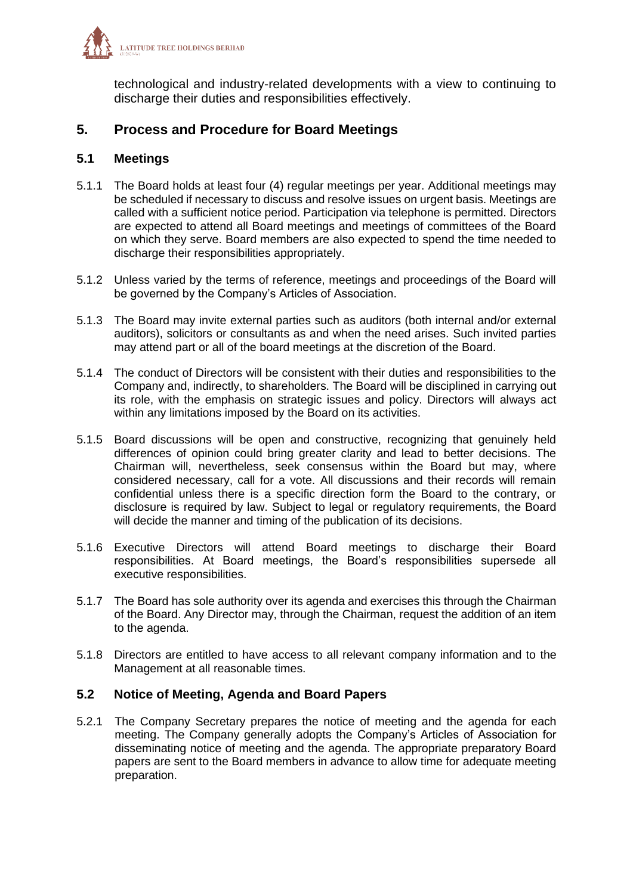technological and industry-related developments with a view to continuing to discharge their duties and responsibilities effectively.

## 5. Process and Procedure for Board Meetings

### 5.1 Meetings

5.1.1 The Board holds at least four (4) regular meetings per year. Additional meetings may be scheduled if necessary to discuss and resolve issues on urgent basis. Meetings are called with a sufficient notice period. Participation via telephone is permitted. Directors are expected to attend all Board meetings and meetings of committees of the Board on which they serve. Board members are also expected to spend the time needed to discharge their responsibilities appropriately.

5.1.2 Unless varied by the terms of reference, meetings and proceedings of the Board will be governed by the Company's Articles of Association.

5.1.3 The Board may invite external parties such as auditors (both internal and/or external auditors), solicitors or consultants as and when the need arises. Such invited parties may attend part or all of the board meetings at the discretion of the Board.

5.1.4 The conduct of Directors will be consistent with their duties and responsibilities to the Company and, indirectly, to shareholders. The Board will be disciplined in carrying out its role, with the emphasis on strategic issues and policy. Directors will always act within any limitations imposed by the Board on its activities.

5.1.5 Board discussions will be open and constructive, recognizing that genuinely held differences of opinion could bring greater clarity and lead to better decisions. The Chairman will, nevertheless, seek consensus within the Board but may, where considered necessary, call for a vote. All discussions and their records will remain confidential unless there is a specific direction form the Board to the contrary, or disclosure is required by law. Subject to legal or regulatory requirements, the Board will decide the manner and timing of the publication of its decisions.

5.1.6 Executive Directors will attend Board meetings to discharge their Board responsibilities. At Board meetings, the Board's responsibilities supersede all executive responsibilities.

5.1.7 The Board has sole authority over its agenda and exercises this through the Chairman of the Board. Any Director may, through the Chairman, request the addition of an item to the agenda.

5.1.8 Directors are entitled to have access to all relevant company information and to the Management at all reasonable times.

### 5.2 Notice of Meeting, Agenda and Board Papers

5.2.1 The Company Secretary prepares the notice of meeting and the agenda for each meeting. The Company generally adopts the Company's Articles of Association for disseminating notice of meeting and the agenda. The appropriate preparatory Board papers are sent to the Board members in advance to allow time for adequate meeting preparation.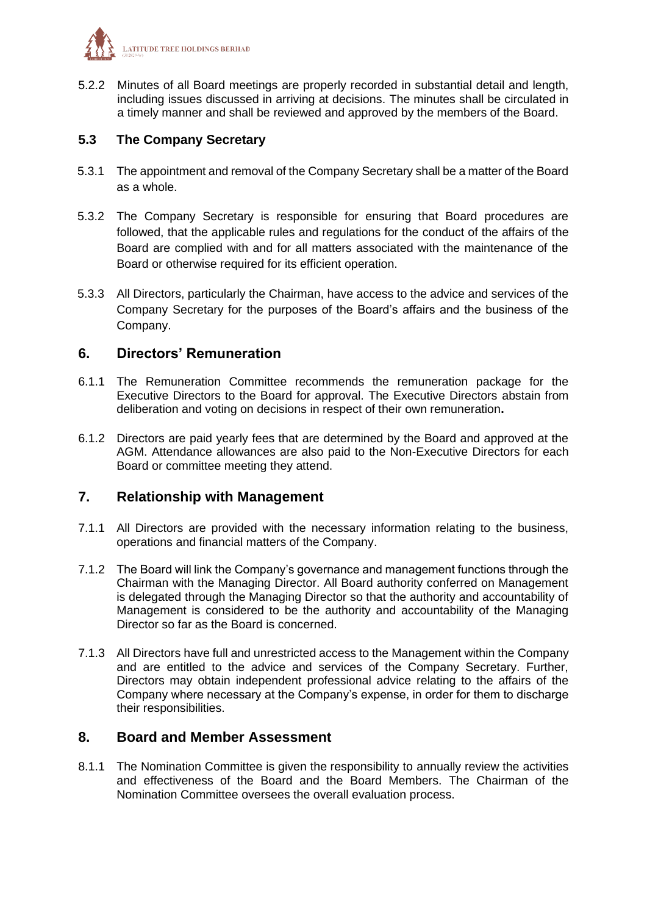5.2.2 Minutes of all Board meetings are properly recorded in substantial detail and length, including issues discussed in arriving at decisions. The minutes shall be circulated in a timely manner and shall be reviewed and approved by the members of the Board.

### 5.3 The Company Secretary

5.3.1 The appointment and removal of the Company Secretary shall be a matter of the Board as a whole.

5.3.2 The Company Secretary is responsible for ensuring that Board procedures are followed, that the applicable rules and regulations for the conduct of the affairs of the Board are complied with and for all matters associated with the maintenance of the Board or otherwise required for its efficient operation.

5.3.3 All Directors, particularly the Chairman, have access to the advice and services of the Company Secretary for the purposes of the Board's affairs and the business of the Company.

## 6. Directors' Remuneration

6.1.1 The Remuneration Committee recommends the remuneration package for the Executive Directors to the Board for approval. The Executive Directors abstain from deliberation and voting on decisions in respect of their own remuneration**.**

6.1.2 Directors are paid yearly fees that are determined by the Board and approved at the AGM. Attendance allowances are also paid to the Non-Executive Directors for each Board or committee meeting they attend.

## 7. Relationship with Management

7.1.1 All Directors are provided with the necessary information relating to the business, operations and financial matters of the Company.

7.1.2 The Board will link the Company's governance and management functions through the Chairman with the Managing Director. All Board authority conferred on Management is delegated through the Managing Director so that the authority and accountability of Management is considered to be the authority and accountability of the Managing Director so far as the Board is concerned.

7.1.3 All Directors have full and unrestricted access to the Management within the Company and are entitled to the advice and services of the Company Secretary. Further, Directors may obtain independent professional advice relating to the affairs of the Company where necessary at the Company's expense, in order for them to discharge their responsibilities.

## 8. Board and Member Assessment

8.1.1 The Nomination Committee is given the responsibility to annually review the activities and effectiveness of the Board and the Board Members. The Chairman of the Nomination Committee oversees the overall evaluation process.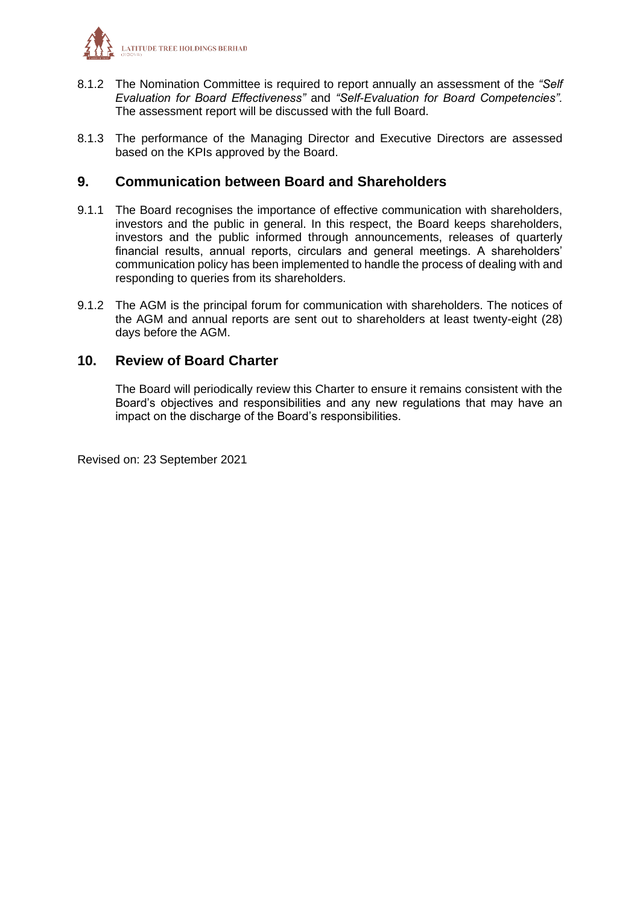8.1.2 The Nomination Committee is required to report annually an assessment of the *"Self Evaluation for Board Effectiveness"* and *"Self-Evaluation for Board Competencies".* The assessment report will be discussed with the full Board.

8.1.3 The performance of the Managing Director and Executive Directors are assessed based on the KPIs approved by the Board.

## 9. Communication between Board and Shareholders

9.1.1 The Board recognises the importance of effective communication with shareholders, investors and the public in general. In this respect, the Board keeps shareholders, investors and the public informed through announcements, releases of quarterly financial results, annual reports, circulars and general meetings. A shareholders' communication policy has been implemented to handle the process of dealing with and responding to queries from its shareholders.

9.1.2 The AGM is the principal forum for communication with shareholders. The notices of the AGM and annual reports are sent out to shareholders at least twenty-eight (28) days before the AGM.

## 10. Review of Board Charter

The Board will periodically review this Charter to ensure it remains consistent with the Board's objectives and responsibilities and any new regulations that may have an impact on the discharge of the Board's responsibilities.

Revised on: 23 September 2021